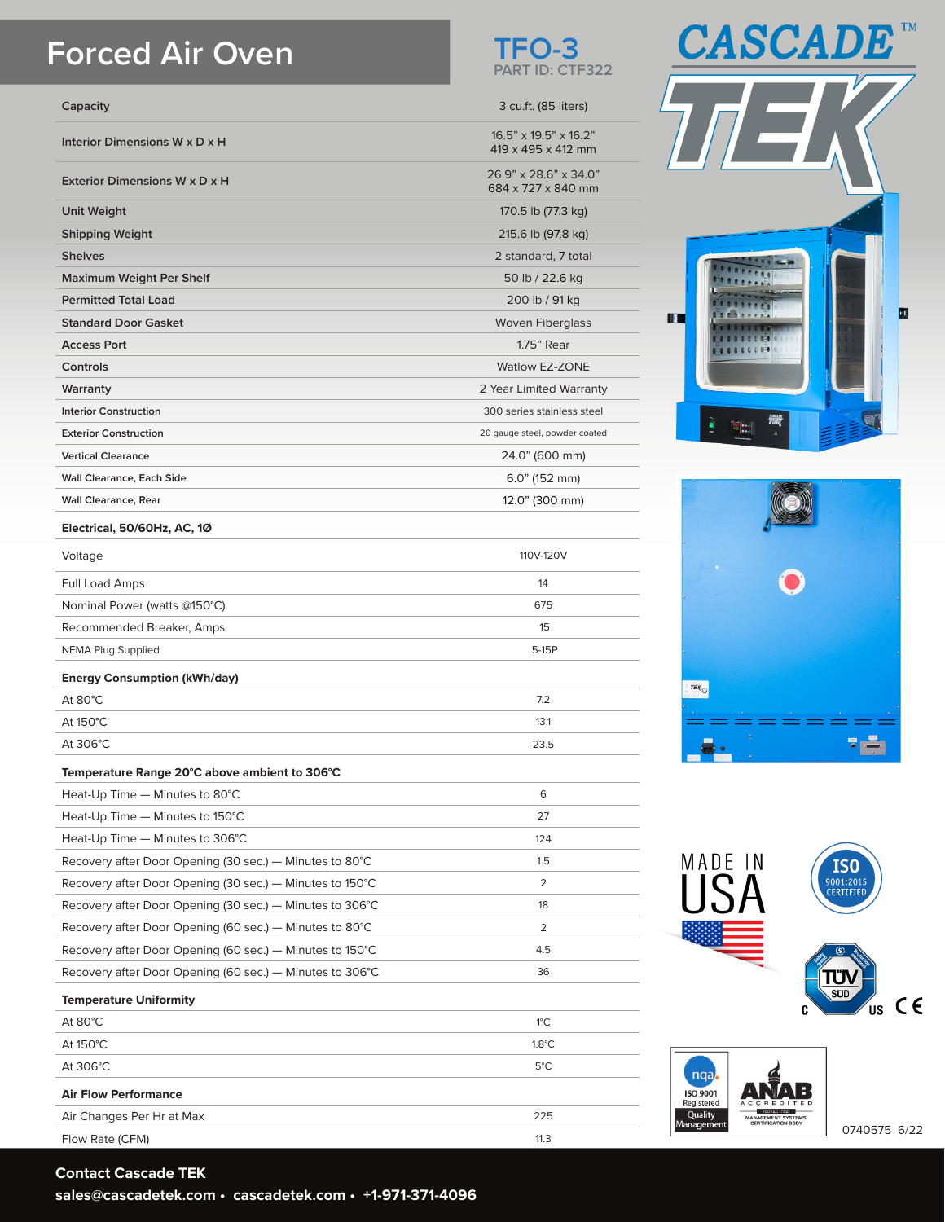# Forced Air Oven

## TFO-3

PART ID: CTF322

CASCADE TEK™

| | |
|---|---|
| Capacity | 3 cu.ft. (85 liters) |
| Interior Dimensions W x D x H | 16.5" x 19.5" x 16.2"<br>419 x 495 x 412 mm |
| Exterior Dimensions W x D x H | 26.9" x 28.6" x 34.0"<br>684 x 727 x 840 mm |
| Unit Weight | 170.5 lb (77.3 kg) |
| Shipping Weight | 215.6 lb (97.8 kg) |
| Shelves | 2 standard, 7 total |
| Maximum Weight Per Shelf | 50 lb / 22.6 kg |
| Permitted Total Load | 200 lb / 91 kg |
| Standard Door Gasket | Woven Fiberglass |
| Access Port | 1.75" Rear |
| Controls | Watlow EZ-ZONE |
| Warranty | 2 Year Limited Warranty |
| Interior Construction | 300 series stainless steel |
| Exterior Construction | 20 gauge steel, powder coated |
| Vertical Clearance | 24.0" (600 mm) |
| Wall Clearance, Each Side | 6.0" (152 mm) |
| Wall Clearance, Rear | 12.0" (300 mm) |
| **Electrical, 50/60Hz, AC, 1Ø** | |
| Voltage | 110V-120V |
| Full Load Amps | 14 |
| Nominal Power (watts @150°C) | 675 |
| Recommended Breaker, Amps | 15 |
| NEMA Plug Supplied | 5-15P |
| **Energy Consumption (kWh/day)** | |
| At 80°C | 7.2 |
| At 150°C | 13.1 |
| At 306°C | 23.5 |
| **Temperature Range 20°C above ambient to 306°C** | |
| Heat-Up Time — Minutes to 80°C | 6 |
| Heat-Up Time — Minutes to 150°C | 27 |
| Heat-Up Time — Minutes to 306°C | 124 |
| Recovery after Door Opening (30 sec.) — Minutes to 80°C | 1.5 |
| Recovery after Door Opening (30 sec.) — Minutes to 150°C | 2 |
| Recovery after Door Opening (30 sec.) — Minutes to 306°C | 18 |
| Recovery after Door Opening (60 sec.) — Minutes to 80°C | 2 |
| Recovery after Door Opening (60 sec.) — Minutes to 150°C | 4.5 |
| Recovery after Door Opening (60 sec.) — Minutes to 306°C | 36 |
| **Temperature Uniformity** | |
| At 80°C | 1°C |
| At 150°C | 1.8°C |
| At 306°C | 5°C |
| **Air Flow Performance** | |
| Air Changes Per Hr at Max | 225 |
| Flow Rate (CFM) | 11.3 |

MADE IN USA

ISO 9001:2015 CERTIFIED

0740575 6/22

**Contact Cascade TEK**

**sales@cascadetek.com • cascadetek.com • +1-971-371-4096**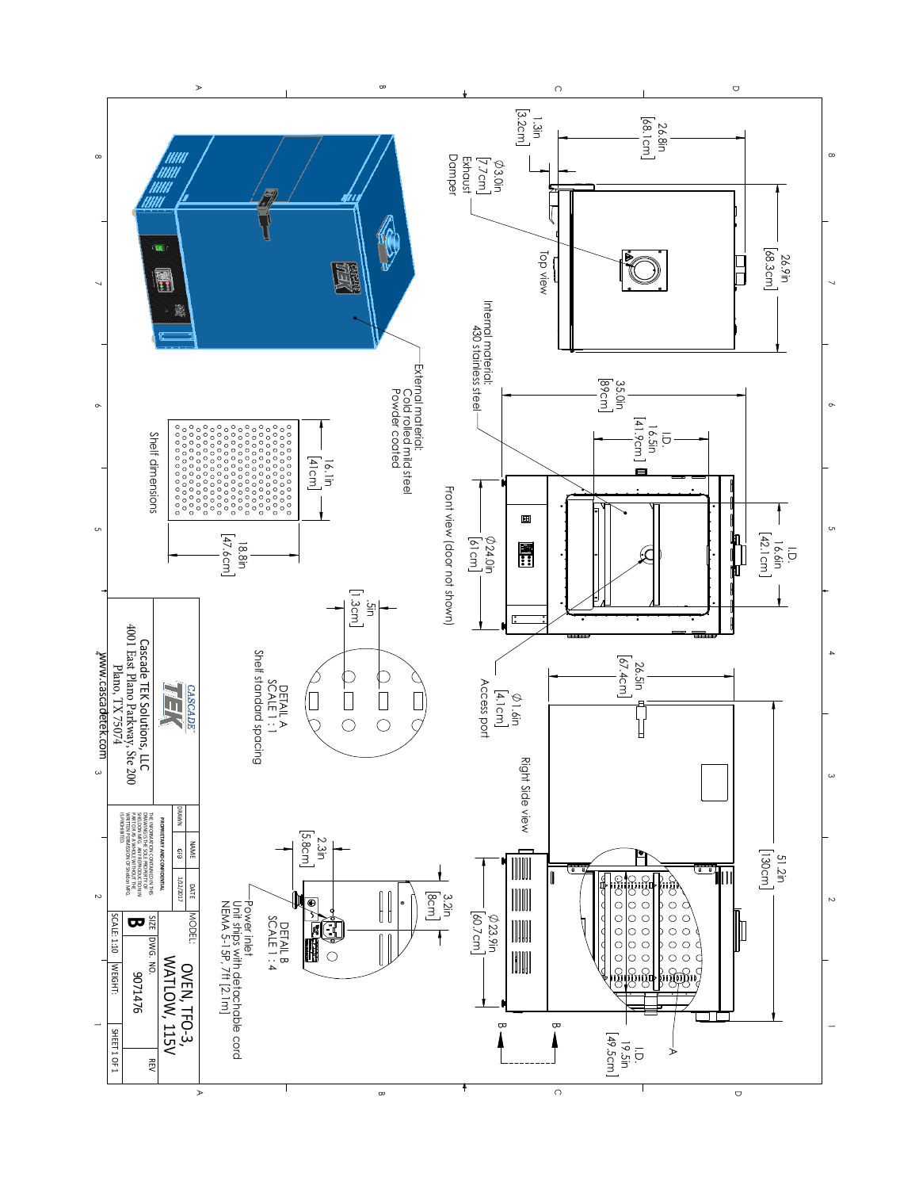Top view

26.8in [68.1cm]

1.3in [3.2cm]

Ø3.0in [7.7cm] Exhaust Damper

26.9in [68.3cm]

Internal material: 430 stainless steel

External material: Cold rolled mild steel Powder coated

35.0in [89cm]

I.D. 16.5in [41.9cm]

I.D. 16.6in [42.1cm]

Front view (door not shown)

Ø24.0in [61cm]

Shelf dimensions

16.1in [41cm]

18.8in [47.6cm]

.5in [1.3cm]

DETAIL A SCALE 1 : 1 Shelf standard spacing

26.5in [67.4cm]

Ø1.6in [4.1cm] Access port

Right Side view

51.2in [130cm]

Ø23.9in [60.7cm]

I.D. 19.5in [49.5cm]

A

B B

2.3in [5.8cm]

3.2in [8cm]

DETAIL B SCALE 1 : 4

Power inlet Unit ships with detachable cord NEMA 5-15P, 7ft [2.1m]

CASCADE TEK

Cascade TEK Solutions, LLC
4001 East Plano Parkway, Ste 200
Plano, TX 75074
www.cascadetek.com

| | NAME | DATE |
|---|---|---|
| DRAWN | GTG | 1/12/2017 |

PROPRIETARY AND CONFIDENTIAL

THE INFORMATION CONTAINED IN THIS DRAWING IS THE SOLE PROPERTY OF SHELDON MFG. ANY REPRODUCTION IN PART OR AS A WHOLE WITHOUT THE WRITTEN PERMISSION OF Sheldon MFG. IS PROHIBITED.

MODEL: OVEN, TFO-3, WATLOW, 115V

SIZE: B

DWG. NO.: 9071476

REV

SCALE: 1:10

WEIGHT:

SHEET 1 OF 1